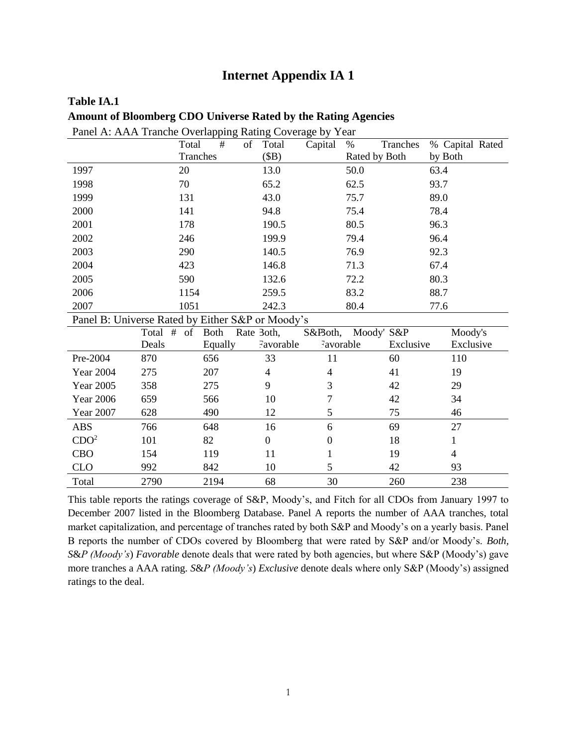# Internet Appendix IA 1

**Table IA.1**
**Amount of Bloomberg CDO Universe Rated by the Rating Agencies**

Panel A: AAA Tranche Overlapping Rating Coverage by Year

| | Total # of Tranches | Total Capital ($B) | % Tranches Rated by Both | % Capital Rated by Both |
|---|---|---|---|---|
| 1997 | 20 | 13.0 | 50.0 | 63.4 |
| 1998 | 70 | 65.2 | 62.5 | 93.7 |
| 1999 | 131 | 43.0 | 75.7 | 89.0 |
| 2000 | 141 | 94.8 | 75.4 | 78.4 |
| 2001 | 178 | 190.5 | 80.5 | 96.3 |
| 2002 | 246 | 199.9 | 79.4 | 96.4 |
| 2003 | 290 | 140.5 | 76.9 | 92.3 |
| 2004 | 423 | 146.8 | 71.3 | 67.4 |
| 2005 | 590 | 132.6 | 72.2 | 80.3 |
| 2006 | 1154 | 259.5 | 83.2 | 88.7 |
| 2007 | 1051 | 242.3 | 80.4 | 77.6 |

Panel B: Universe Rated by Either S&P or Moody's

| | Total # of Deals | Both Rate Equally | Both, S&P Favorable | Both, Moody' Favorable | S&P Exclusive | Moody's Exclusive |
|---|---|---|---|---|---|---|
| Pre-2004 | 870 | 656 | 33 | 11 | 60 | 110 |
| Year 2004 | 275 | 207 | 4 | 4 | 41 | 19 |
| Year 2005 | 358 | 275 | 9 | 3 | 42 | 29 |
| Year 2006 | 659 | 566 | 10 | 7 | 42 | 34 |
| Year 2007 | 628 | 490 | 12 | 5 | 75 | 46 |
| ABS | 766 | 648 | 16 | 6 | 69 | 27 |
| $CDO^2$ | 101 | 82 | 0 | 0 | 18 | 1 |
| CBO | 154 | 119 | 11 | 1 | 19 | 4 |
| CLO | 992 | 842 | 10 | 5 | 42 | 93 |
| Total | 2790 | 2194 | 68 | 30 | 260 | 238 |

This table reports the ratings coverage of S&P, Moody's, and Fitch for all CDOs from January 1997 to December 2007 listed in the Bloomberg Database. Panel A reports the number of AAA tranches, total market capitalization, and percentage of tranches rated by both S&P and Moody's on a yearly basis. Panel B reports the number of CDOs covered by Bloomberg that were rated by S&P and/or Moody's. *Both, S&P (Moody's) Favorable* denote deals that were rated by both agencies, but where S&P (Moody's) gave more tranches a AAA rating. *S&P (Moody's) Exclusive* denote deals where only S&P (Moody's) assigned ratings to the deal.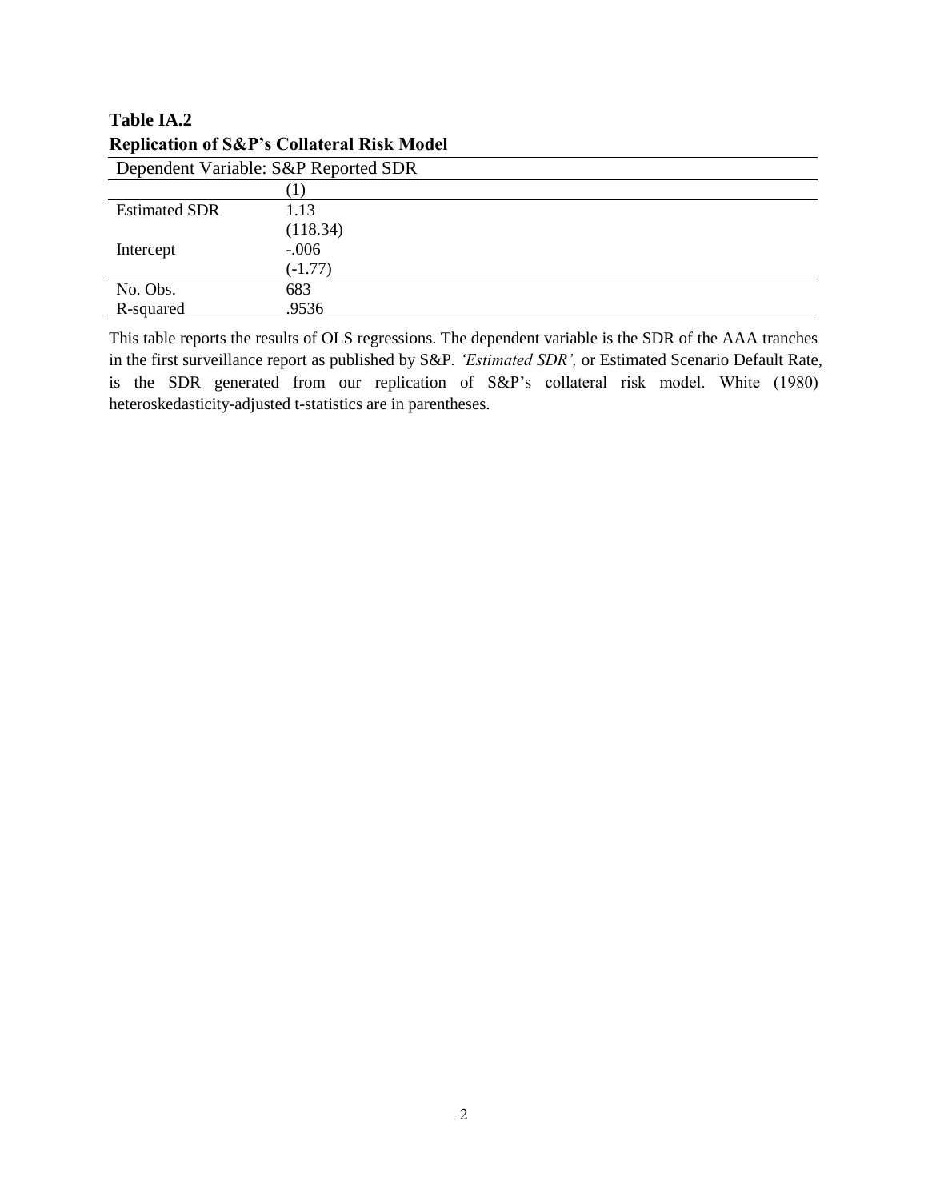**Table IA.2**
**Replication of S&P's Collateral Risk Model**

| Dependent Variable: S&P Reported SDR | |
|---|---|
| | (1) |
| Estimated SDR | 1.13 |
| | (118.34) |
| Intercept | -.006 |
| | (-1.77) |
| No. Obs. | 683 |
| R-squared | .9536 |

This table reports the results of OLS regressions. The dependent variable is the SDR of the AAA tranches in the first surveillance report as published by S&P. *'Estimated SDR',* or Estimated Scenario Default Rate, is the SDR generated from our replication of S&P's collateral risk model. White (1980) heteroskedasticity-adjusted t-statistics are in parentheses.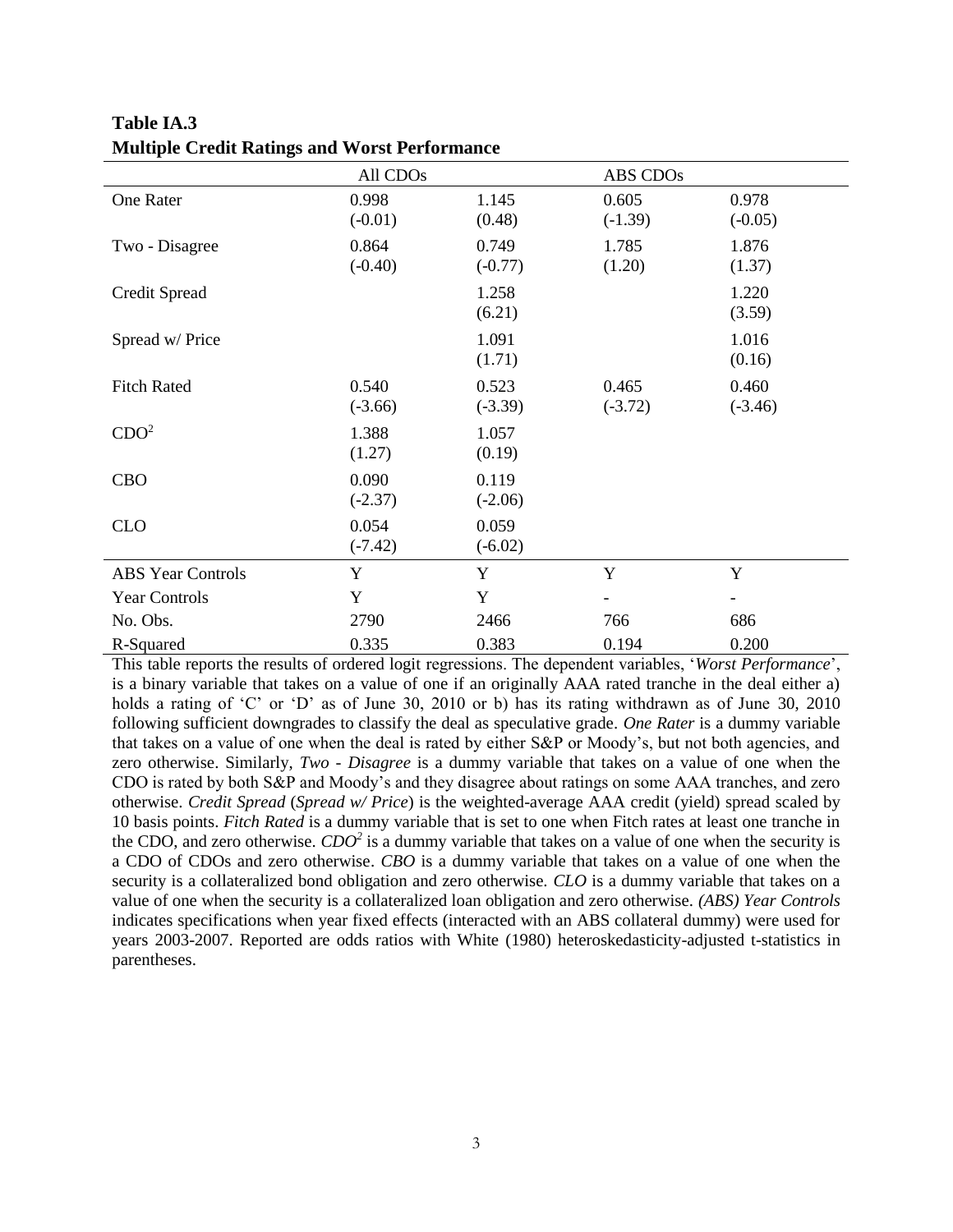**Table IA.3**
**Multiple Credit Ratings and Worst Performance**

| | All CDOs | | ABS CDOs | |
|---|---|---|---|---|
| One Rater | 0.998 | 1.145 | 0.605 | 0.978 |
| | (-0.01) | (0.48) | (-1.39) | (-0.05) |
| Two - Disagree | 0.864 | 0.749 | 1.785 | 1.876 |
| | (-0.40) | (-0.77) | (1.20) | (1.37) |
| Credit Spread | | 1.258 | | 1.220 |
| | | (6.21) | | (3.59) |
| Spread w/ Price | | 1.091 | | 1.016 |
| | | (1.71) | | (0.16) |
| Fitch Rated | 0.540 | 0.523 | 0.465 | 0.460 |
| | (-3.66) | (-3.39) | (-3.72) | (-3.46) |
| $CDO^2$ | 1.388 | 1.057 | | |
| | (1.27) | (0.19) | | |
| CBO | 0.090 | 0.119 | | |
| | (-2.37) | (-2.06) | | |
| CLO | 0.054 | 0.059 | | |
| | (-7.42) | (-6.02) | | |
| ABS Year Controls | Y | Y | Y | Y |
| Year Controls | Y | Y | - | - |
| No. Obs. | 2790 | 2466 | 766 | 686 |
| R-Squared | 0.335 | 0.383 | 0.194 | 0.200 |

This table reports the results of ordered logit regressions. The dependent variables, '*Worst Performance*', is a binary variable that takes on a value of one if an originally AAA rated tranche in the deal either a) holds a rating of 'C' or 'D' as of June 30, 2010 or b) has its rating withdrawn as of June 30, 2010 following sufficient downgrades to classify the deal as speculative grade. *One Rater* is a dummy variable that takes on a value of one when the deal is rated by either S&P or Moody's, but not both agencies, and zero otherwise. Similarly, *Two - Disagree* is a dummy variable that takes on a value of one when the CDO is rated by both S&P and Moody's and they disagree about ratings on some AAA tranches, and zero otherwise. *Credit Spread* (*Spread w/ Price*) is the weighted-average AAA credit (yield) spread scaled by 10 basis points. *Fitch Rated* is a dummy variable that is set to one when Fitch rates at least one tranche in the CDO, and zero otherwise. *$CDO^2$* is a dummy variable that takes on a value of one when the security is a CDO of CDOs and zero otherwise. *CBO* is a dummy variable that takes on a value of one when the security is a collateralized bond obligation and zero otherwise. *CLO* is a dummy variable that takes on a value of one when the security is a collateralized loan obligation and zero otherwise. *(ABS) Year Controls* indicates specifications when year fixed effects (interacted with an ABS collateral dummy) were used for years 2003-2007. Reported are odds ratios with White (1980) heteroskedasticity-adjusted t-statistics in parentheses.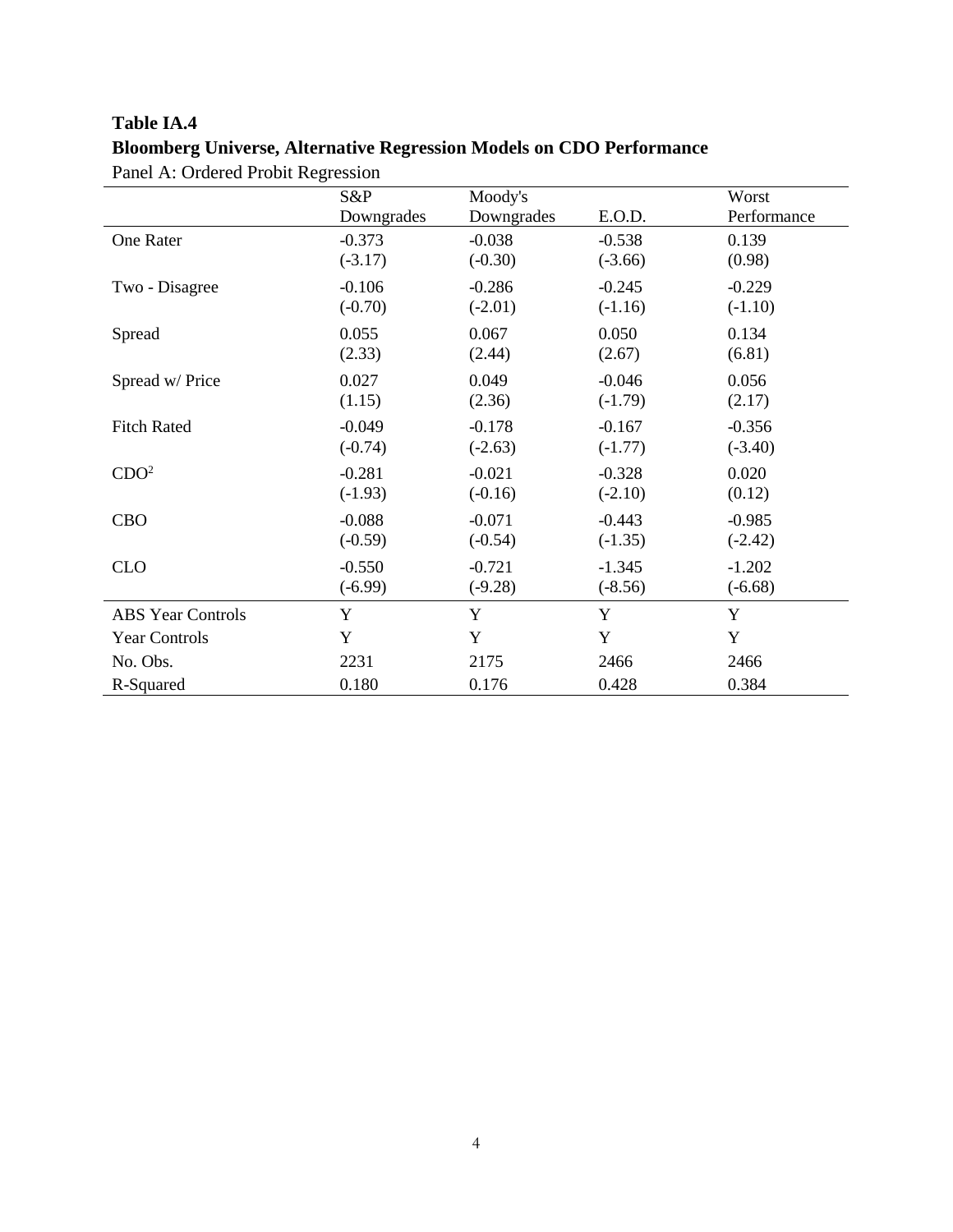**Table IA.4**
**Bloomberg Universe, Alternative Regression Models on CDO Performance**

Panel A: Ordered Probit Regression

| | S&P Downgrades | Moody's Downgrades | E.O.D. | Worst Performance |
|---|---|---|---|---|
| One Rater | -0.373 | -0.038 | -0.538 | 0.139 |
| | (-3.17) | (-0.30) | (-3.66) | (0.98) |
| Two - Disagree | -0.106 | -0.286 | -0.245 | -0.229 |
| | (-0.70) | (-2.01) | (-1.16) | (-1.10) |
| Spread | 0.055 | 0.067 | 0.050 | 0.134 |
| | (2.33) | (2.44) | (2.67) | (6.81) |
| Spread w/ Price | 0.027 | 0.049 | -0.046 | 0.056 |
| | (1.15) | (2.36) | (-1.79) | (2.17) |
| Fitch Rated | -0.049 | -0.178 | -0.167 | -0.356 |
| | (-0.74) | (-2.63) | (-1.77) | (-3.40) |
| $CDO^2$ | -0.281 | -0.021 | -0.328 | 0.020 |
| | (-1.93) | (-0.16) | (-2.10) | (0.12) |
| CBO | -0.088 | -0.071 | -0.443 | -0.985 |
| | (-0.59) | (-0.54) | (-1.35) | (-2.42) |
| CLO | -0.550 | -0.721 | -1.345 | -1.202 |
| | (-6.99) | (-9.28) | (-8.56) | (-6.68) |
| ABS Year Controls | Y | Y | Y | Y |
| Year Controls | Y | Y | Y | Y |
| No. Obs. | 2231 | 2175 | 2466 | 2466 |
| R-Squared | 0.180 | 0.176 | 0.428 | 0.384 |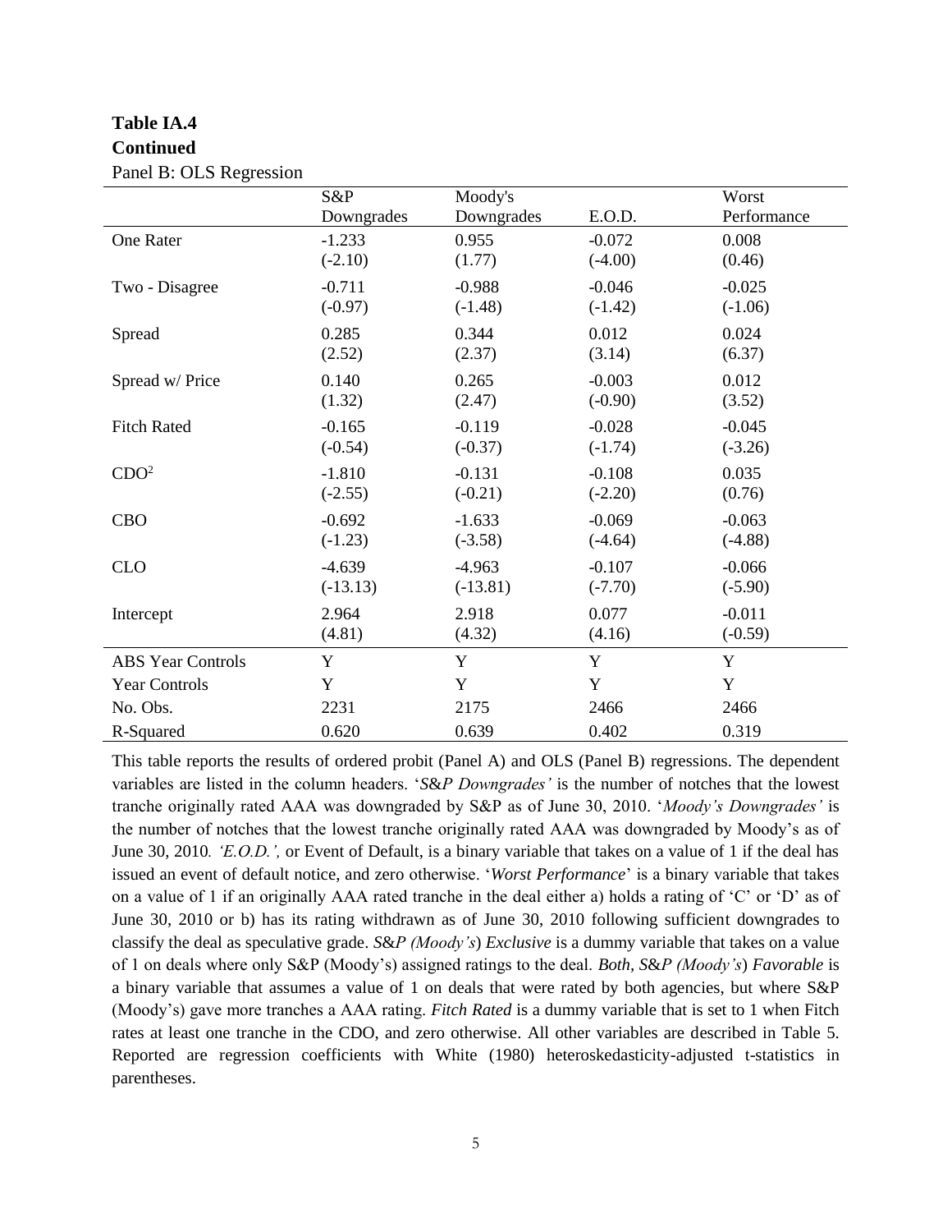**Table IA.4**
**Continued**

Panel B: OLS Regression

| | S&P Downgrades | Moody's Downgrades | E.O.D. | Worst Performance |
|---|---|---|---|---|
| One Rater | -1.233 | 0.955 | -0.072 | 0.008 |
| | (-2.10) | (1.77) | (-4.00) | (0.46) |
| Two - Disagree | -0.711 | -0.988 | -0.046 | -0.025 |
| | (-0.97) | (-1.48) | (-1.42) | (-1.06) |
| Spread | 0.285 | 0.344 | 0.012 | 0.024 |
| | (2.52) | (2.37) | (3.14) | (6.37) |
| Spread w/ Price | 0.140 | 0.265 | -0.003 | 0.012 |
| | (1.32) | (2.47) | (-0.90) | (3.52) |
| Fitch Rated | -0.165 | -0.119 | -0.028 | -0.045 |
| | (-0.54) | (-0.37) | (-1.74) | (-3.26) |
| $CDO^2$ | -1.810 | -0.131 | -0.108 | 0.035 |
| | (-2.55) | (-0.21) | (-2.20) | (0.76) |
| CBO | -0.692 | -1.633 | -0.069 | -0.063 |
| | (-1.23) | (-3.58) | (-4.64) | (-4.88) |
| CLO | -4.639 | -4.963 | -0.107 | -0.066 |
| | (-13.13) | (-13.81) | (-7.70) | (-5.90) |
| Intercept | 2.964 | 2.918 | 0.077 | -0.011 |
| | (4.81) | (4.32) | (4.16) | (-0.59) |
| ABS Year Controls | Y | Y | Y | Y |
| Year Controls | Y | Y | Y | Y |
| No. Obs. | 2231 | 2175 | 2466 | 2466 |
| R-Squared | 0.620 | 0.639 | 0.402 | 0.319 |

This table reports the results of ordered probit (Panel A) and OLS (Panel B) regressions. The dependent variables are listed in the column headers. '*S&P Downgrades'* is the number of notches that the lowest tranche originally rated AAA was downgraded by S&P as of June 30, 2010. '*Moody's Downgrades'* is the number of notches that the lowest tranche originally rated AAA was downgraded by Moody's as of June 30, 2010*. 'E.O.D.',* or Event of Default, is a binary variable that takes on a value of 1 if the deal has issued an event of default notice, and zero otherwise. '*Worst Performance*' is a binary variable that takes on a value of 1 if an originally AAA rated tranche in the deal either a) holds a rating of 'C' or 'D' as of June 30, 2010 or b) has its rating withdrawn as of June 30, 2010 following sufficient downgrades to classify the deal as speculative grade. *S&P (Moody's) Exclusive* is a dummy variable that takes on a value of 1 on deals where only S&P (Moody's) assigned ratings to the deal. *Both, S&P (Moody's) Favorable* is a binary variable that assumes a value of 1 on deals that were rated by both agencies, but where S&P (Moody's) gave more tranches a AAA rating. *Fitch Rated* is a dummy variable that is set to 1 when Fitch rates at least one tranche in the CDO, and zero otherwise. All other variables are described in Table 5. Reported are regression coefficients with White (1980) heteroskedasticity-adjusted t-statistics in parentheses.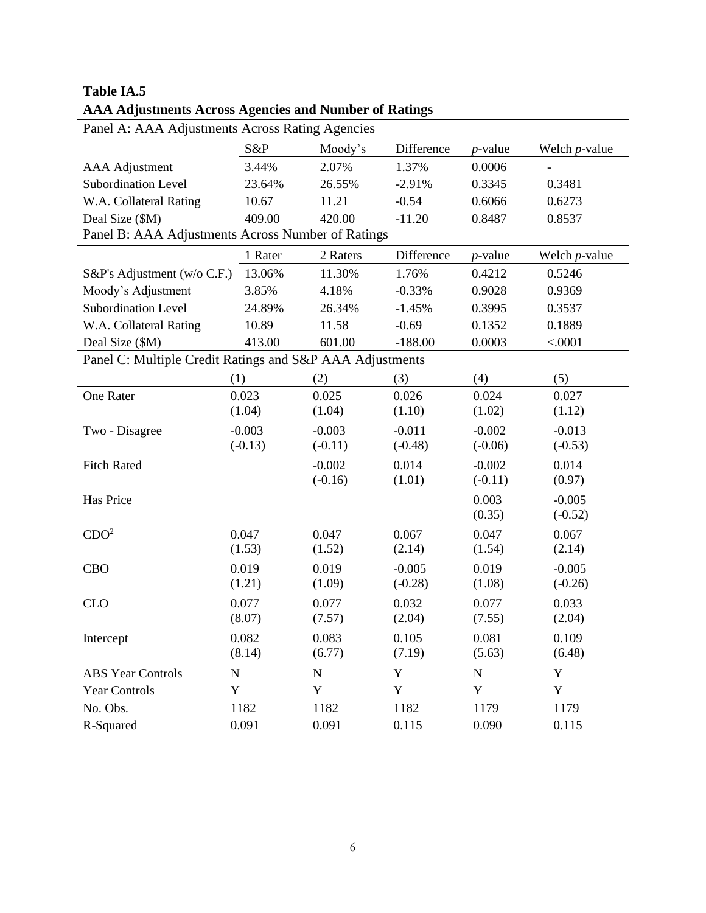**Table IA.5**
**AAA Adjustments Across Agencies and Number of Ratings**

Panel A: AAA Adjustments Across Rating Agencies

| | S&P | Moody's | Difference | *p*-value | Welch *p*-value |
|---|---|---|---|---|---|
| AAA Adjustment | 3.44% | 2.07% | 1.37% | 0.0006 | - |
| Subordination Level | 23.64% | 26.55% | -2.91% | 0.3345 | 0.3481 |
| W.A. Collateral Rating | 10.67 | 11.21 | -0.54 | 0.6066 | 0.6273 |
| Deal Size ($M) | 409.00 | 420.00 | -11.20 | 0.8487 | 0.8537 |

Panel B: AAA Adjustments Across Number of Ratings

| | 1 Rater | 2 Raters | Difference | *p*-value | Welch *p*-value |
|---|---|---|---|---|---|
| S&P's Adjustment (w/o C.F.) | 13.06% | 11.30% | 1.76% | 0.4212 | 0.5246 |
| Moody's Adjustment | 3.85% | 4.18% | -0.33% | 0.9028 | 0.9369 |
| Subordination Level | 24.89% | 26.34% | -1.45% | 0.3995 | 0.3537 |
| W.A. Collateral Rating | 10.89 | 11.58 | -0.69 | 0.1352 | 0.1889 |
| Deal Size ($M) | 413.00 | 601.00 | -188.00 | 0.0003 | <.0001 |

Panel C: Multiple Credit Ratings and S&P AAA Adjustments

| | (1) | (2) | (3) | (4) | (5) |
|---|---|---|---|---|---|
| One Rater | 0.023<br>(1.04) | 0.025<br>(1.04) | 0.026<br>(1.10) | 0.024<br>(1.02) | 0.027<br>(1.12) |
| Two - Disagree | -0.003<br>(-0.13) | -0.003<br>(-0.11) | -0.011<br>(-0.48) | -0.002<br>(-0.06) | -0.013<br>(-0.53) |
| Fitch Rated | | -0.002<br>(-0.16) | 0.014<br>(1.01) | -0.002<br>(-0.11) | 0.014<br>(0.97) |
| Has Price | | | | 0.003<br>(0.35) | -0.005<br>(-0.52) |
| $CDO^2$ | 0.047<br>(1.53) | 0.047<br>(1.52) | 0.067<br>(2.14) | 0.047<br>(1.54) | 0.067<br>(2.14) |
| CBO | 0.019<br>(1.21) | 0.019<br>(1.09) | -0.005<br>(-0.28) | 0.019<br>(1.08) | -0.005<br>(-0.26) |
| CLO | 0.077<br>(8.07) | 0.077<br>(7.57) | 0.032<br>(2.04) | 0.077<br>(7.55) | 0.033<br>(2.04) |
| Intercept | 0.082<br>(8.14) | 0.083<br>(6.77) | 0.105<br>(7.19) | 0.081<br>(5.63) | 0.109<br>(6.48) |
| ABS Year Controls | N | N | Y | N | Y |
| Year Controls | Y | Y | Y | Y | Y |
| No. Obs. | 1182 | 1182 | 1182 | 1179 | 1179 |
| R-Squared | 0.091 | 0.091 | 0.115 | 0.090 | 0.115 |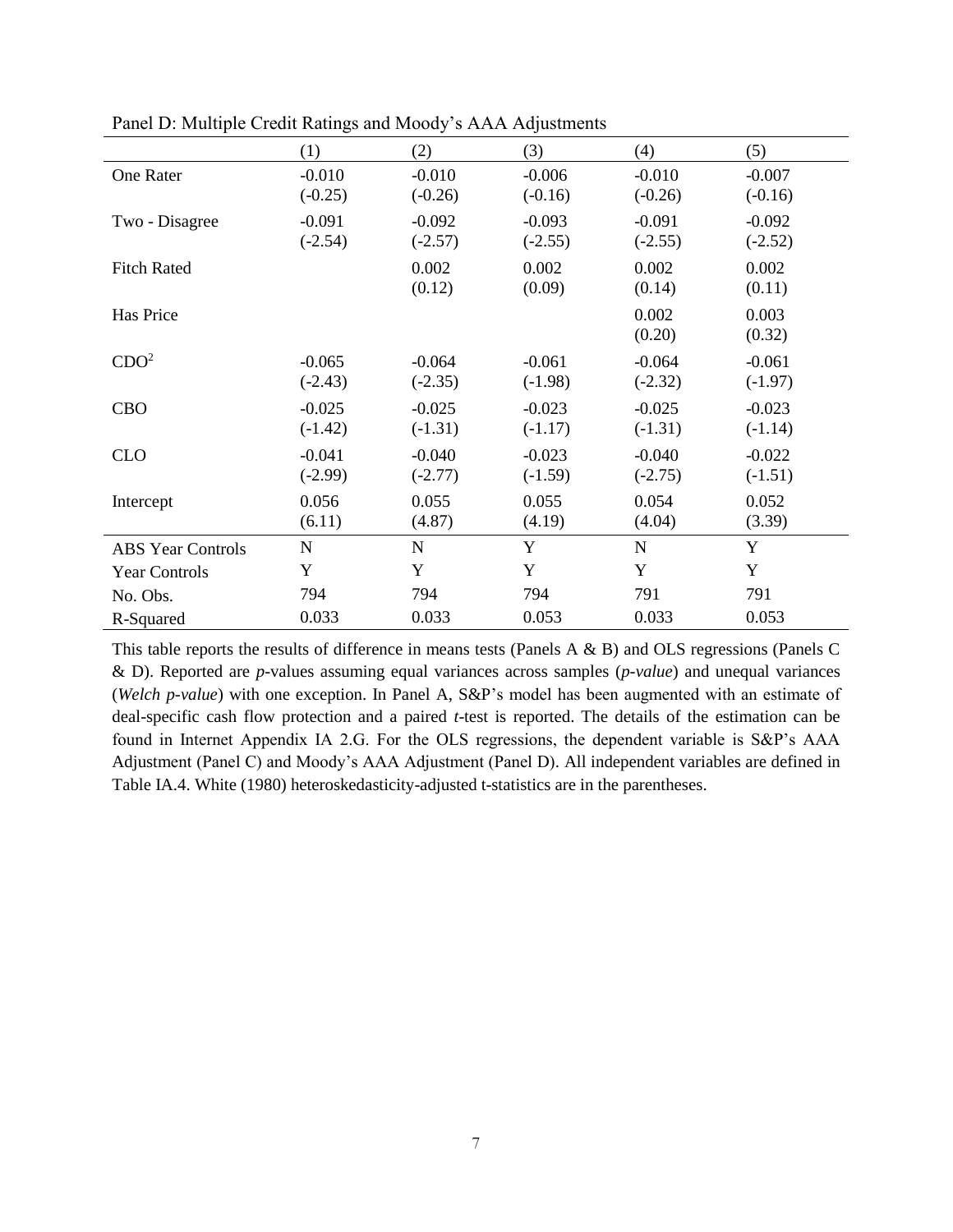Panel D: Multiple Credit Ratings and Moody's AAA Adjustments

| | (1) | (2) | (3) | (4) | (5) |
|---|---|---|---|---|---|
| One Rater | -0.010 | -0.010 | -0.006 | -0.010 | -0.007 |
| | (-0.25) | (-0.26) | (-0.16) | (-0.26) | (-0.16) |
| Two - Disagree | -0.091 | -0.092 | -0.093 | -0.091 | -0.092 |
| | (-2.54) | (-2.57) | (-2.55) | (-2.55) | (-2.52) |
| Fitch Rated | | 0.002 | 0.002 | 0.002 | 0.002 |
| | | (0.12) | (0.09) | (0.14) | (0.11) |
| Has Price | | | | 0.002 | 0.003 |
| | | | | (0.20) | (0.32) |
| $CDO^2$ | -0.065 | -0.064 | -0.061 | -0.064 | -0.061 |
| | (-2.43) | (-2.35) | (-1.98) | (-2.32) | (-1.97) |
| CBO | -0.025 | -0.025 | -0.023 | -0.025 | -0.023 |
| | (-1.42) | (-1.31) | (-1.17) | (-1.31) | (-1.14) |
| CLO | -0.041 | -0.040 | -0.023 | -0.040 | -0.022 |
| | (-2.99) | (-2.77) | (-1.59) | (-2.75) | (-1.51) |
| Intercept | 0.056 | 0.055 | 0.055 | 0.054 | 0.052 |
| | (6.11) | (4.87) | (4.19) | (4.04) | (3.39) |
| ABS Year Controls | N | N | Y | N | Y |
| Year Controls | Y | Y | Y | Y | Y |
| No. Obs. | 794 | 794 | 794 | 791 | 791 |
| R-Squared | 0.033 | 0.033 | 0.053 | 0.033 | 0.053 |

This table reports the results of difference in means tests (Panels A & B) and OLS regressions (Panels C & D). Reported are *p*-values assuming equal variances across samples (*p-value*) and unequal variances (*Welch p-value*) with one exception. In Panel A, S&P's model has been augmented with an estimate of deal-specific cash flow protection and a paired *t*-test is reported. The details of the estimation can be found in Internet Appendix IA 2.G. For the OLS regressions, the dependent variable is S&P's AAA Adjustment (Panel C) and Moody's AAA Adjustment (Panel D). All independent variables are defined in Table IA.4. White (1980) heteroskedasticity-adjusted t-statistics are in the parentheses.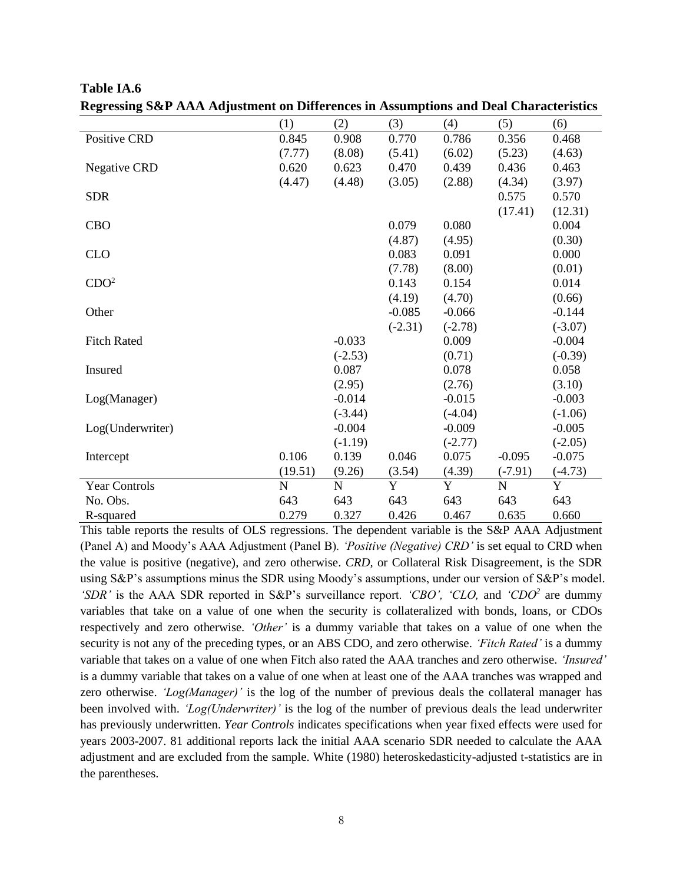**Table IA.6**

**Regressing S&P AAA Adjustment on Differences in Assumptions and Deal Characteristics**

| | (1) | (2) | (3) | (4) | (5) | (6) |
|---|---|---|---|---|---|---|
| Positive CRD | 0.845 | 0.908 | 0.770 | 0.786 | 0.356 | 0.468 |
| | (7.77) | (8.08) | (5.41) | (6.02) | (5.23) | (4.63) |
| Negative CRD | 0.620 | 0.623 | 0.470 | 0.439 | 0.436 | 0.463 |
| | (4.47) | (4.48) | (3.05) | (2.88) | (4.34) | (3.97) |
| SDR | | | | | 0.575 | 0.570 |
| | | | | | (17.41) | (12.31) |
| CBO | | | 0.079 | 0.080 | | 0.004 |
| | | | (4.87) | (4.95) | | (0.30) |
| CLO | | | 0.083 | 0.091 | | 0.000 |
| | | | (7.78) | (8.00) | | (0.01) |
| $CDO^2$ | | | 0.143 | 0.154 | | 0.014 |
| | | | (4.19) | (4.70) | | (0.66) |
| Other | | | -0.085 | -0.066 | | -0.144 |
| | | | (-2.31) | (-2.78) | | (-3.07) |
| Fitch Rated | | -0.033 | | 0.009 | | -0.004 |
| | | (-2.53) | | (0.71) | | (-0.39) |
| Insured | | 0.087 | | 0.078 | | 0.058 |
| | | (2.95) | | (2.76) | | (3.10) |
| Log(Manager) | | -0.014 | | -0.015 | | -0.003 |
| | | (-3.44) | | (-4.04) | | (-1.06) |
| Log(Underwriter) | | -0.004 | | -0.009 | | -0.005 |
| | | (-1.19) | | (-2.77) | | (-2.05) |
| Intercept | 0.106 | 0.139 | 0.046 | 0.075 | -0.095 | -0.075 |
| | (19.51) | (9.26) | (3.54) | (4.39) | (-7.91) | (-4.73) |
| Year Controls | N | N | Y | Y | N | Y |
| No. Obs. | 643 | 643 | 643 | 643 | 643 | 643 |
| R-squared | 0.279 | 0.327 | 0.426 | 0.467 | 0.635 | 0.660 |

This table reports the results of OLS regressions. The dependent variable is the S&P AAA Adjustment (Panel A) and Moody's AAA Adjustment (Panel B). *'Positive (Negative) CRD'* is set equal to CRD when the value is positive (negative), and zero otherwise. *CRD*, or Collateral Risk Disagreement, is the SDR using S&P's assumptions minus the SDR using Moody's assumptions, under our version of S&P's model. *'SDR'* is the AAA SDR reported in S&P's surveillance report. *'CBO', 'CLO,* and *'$CDO^2$'* are dummy variables that take on a value of one when the security is collateralized with bonds, loans, or CDOs respectively and zero otherwise. *'Other'* is a dummy variable that takes on a value of one when the security is not any of the preceding types, or an ABS CDO, and zero otherwise. *'Fitch Rated'* is a dummy variable that takes on a value of one when Fitch also rated the AAA tranches and zero otherwise. *'Insured'* is a dummy variable that takes on a value of one when at least one of the AAA tranches was wrapped and zero otherwise. *'Log(Manager)'* is the log of the number of previous deals the collateral manager has been involved with. *'Log(Underwriter)'* is the log of the number of previous deals the lead underwriter has previously underwritten. *Year Controls* indicates specifications when year fixed effects were used for years 2003-2007. 81 additional reports lack the initial AAA scenario SDR needed to calculate the AAA adjustment and are excluded from the sample. White (1980) heteroskedasticity-adjusted t-statistics are in the parentheses.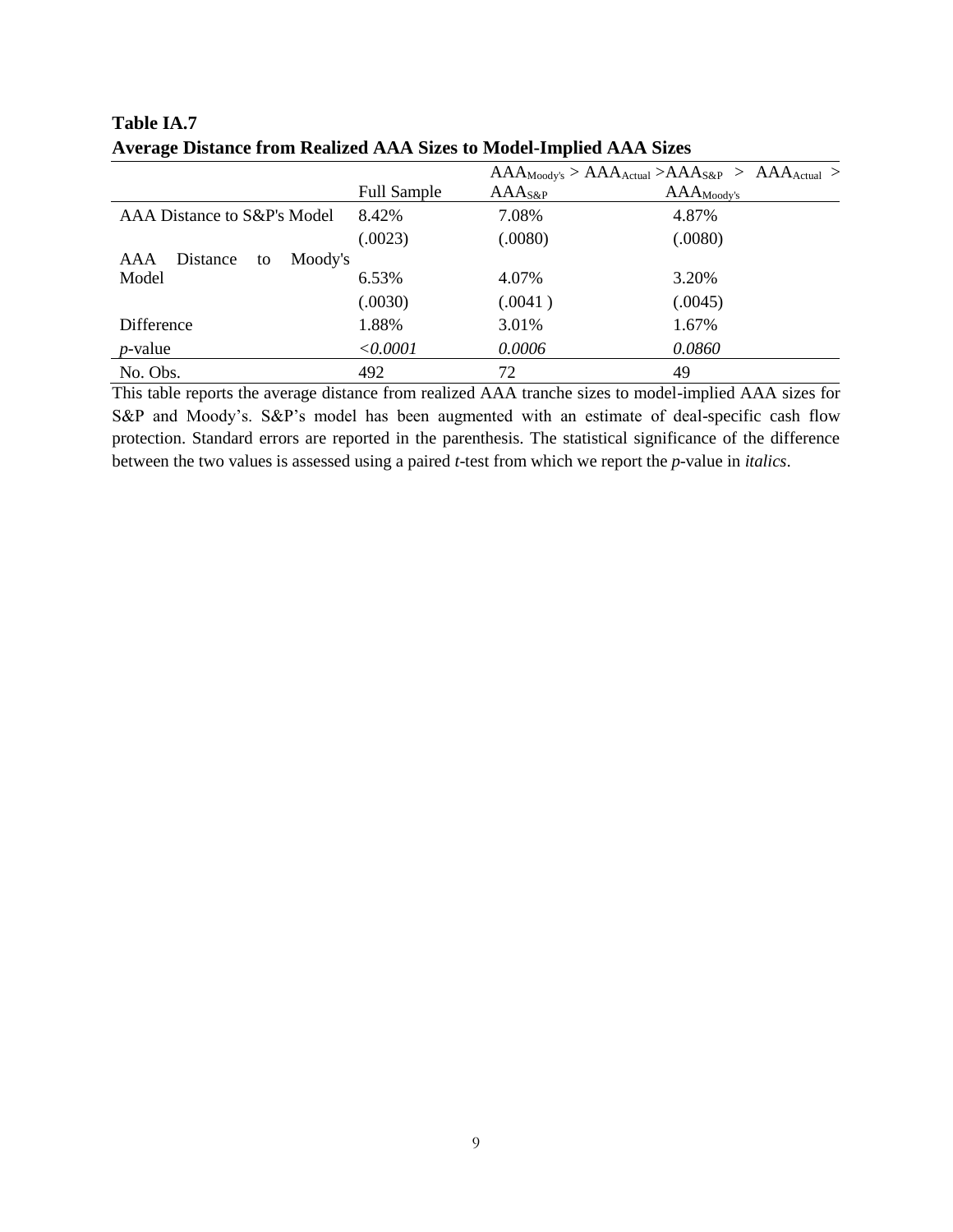**Table IA.7**
**Average Distance from Realized AAA Sizes to Model-Implied AAA Sizes**

| | Full Sample | $AAA_{Moody's} > AAA_{Actual} > AAA_{S\&P}$ | $AAA_{S\&P} > AAA_{Actual} > AAA_{Moody's}$ |
|---|---|---|---|
| AAA Distance to S&P's Model | 8.42% | 7.08% | 4.87% |
| | (.0023) | (.0080) | (.0080) |
| AAA Distance to Moody's Model | 6.53% | 4.07% | 3.20% |
| | (.0030) | (.0041 ) | (.0045) |
| Difference | 1.88% | 3.01% | 1.67% |
| *p*-value | *<0.0001* | *0.0006* | *0.0860* |
| No. Obs. | 492 | 72 | 49 |

This table reports the average distance from realized AAA tranche sizes to model-implied AAA sizes for S&P and Moody's. S&P's model has been augmented with an estimate of deal-specific cash flow protection. Standard errors are reported in the parenthesis. The statistical significance of the difference between the two values is assessed using a paired *t*-test from which we report the *p*-value in *italics*.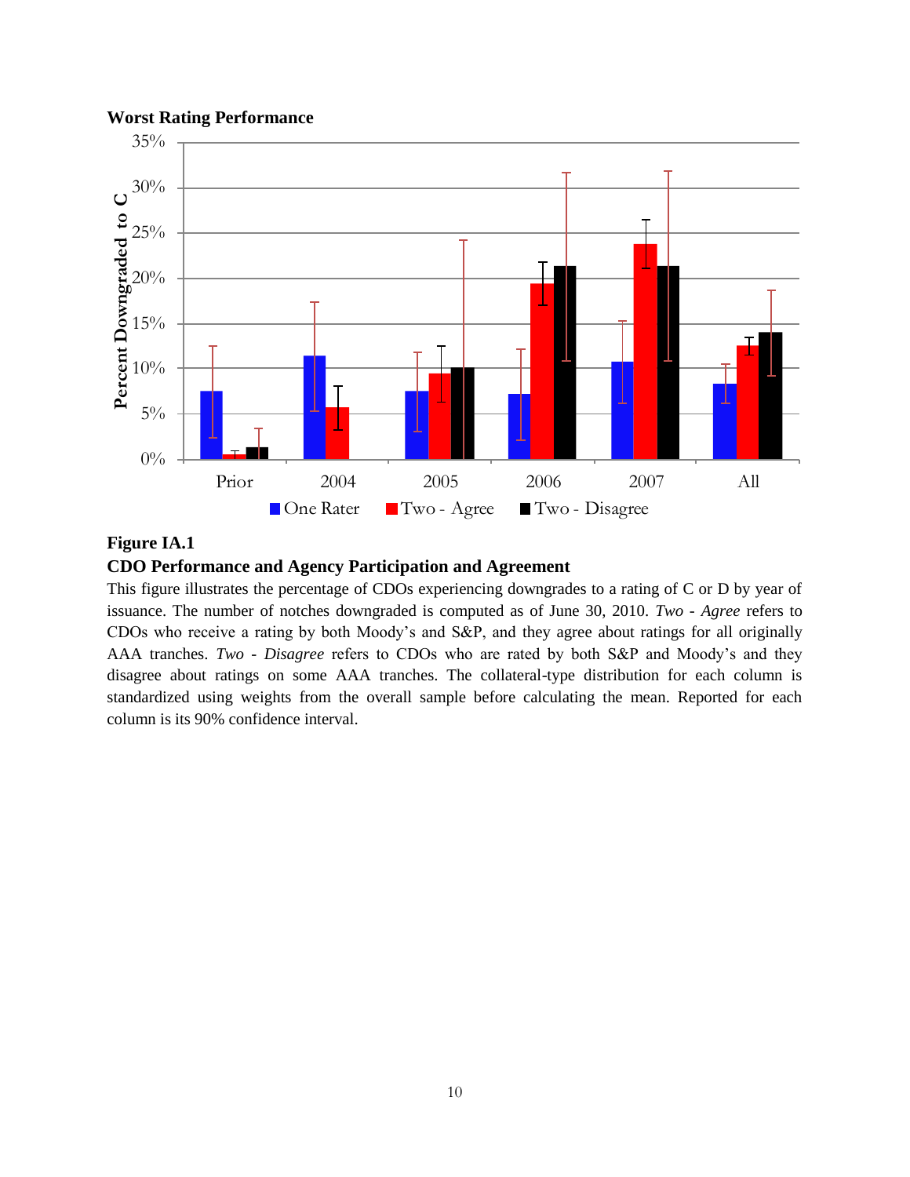**Worst Rating Performance**

**Figure IA.1**

**CDO Performance and Agency Participation and Agreement**

This figure illustrates the percentage of CDOs experiencing downgrades to a rating of C or D by year of issuance. The number of notches downgraded is computed as of June 30, 2010. *Two - Agree* refers to CDOs who receive a rating by both Moody's and S&P, and they agree about ratings for all originally AAA tranches. *Two - Disagree* refers to CDOs who are rated by both S&P and Moody's and they disagree about ratings on some AAA tranches. The collateral-type distribution for each column is standardized using weights from the overall sample before calculating the mean. Reported for each column is its 90% confidence interval.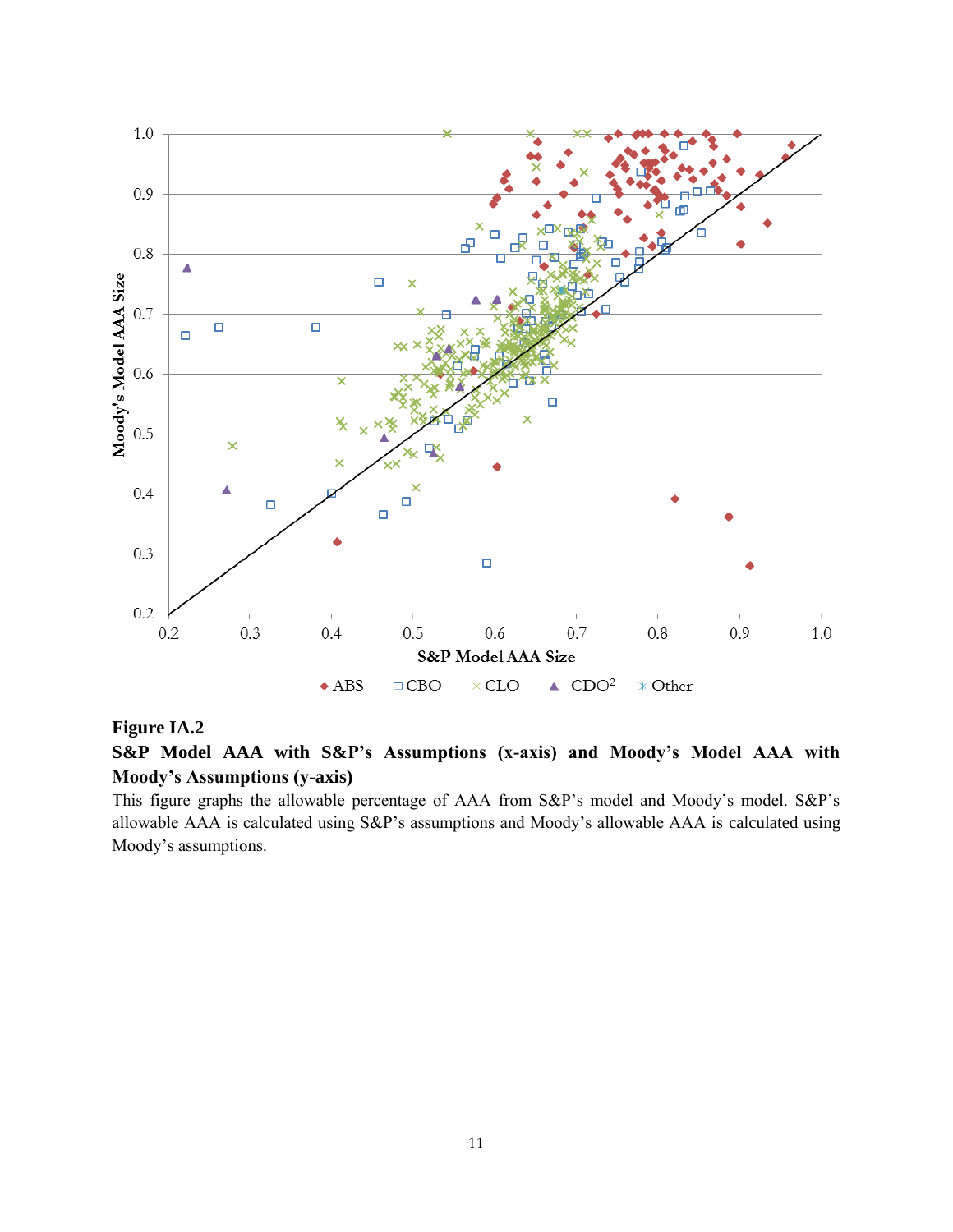**Figure IA.2**

**S&P Model AAA with S&P's Assumptions (x-axis) and Moody's Model AAA with Moody's Assumptions (y-axis)**

This figure graphs the allowable percentage of AAA from S&P's model and Moody's model. S&P's allowable AAA is calculated using S&P's assumptions and Moody's allowable AAA is calculated using Moody's assumptions.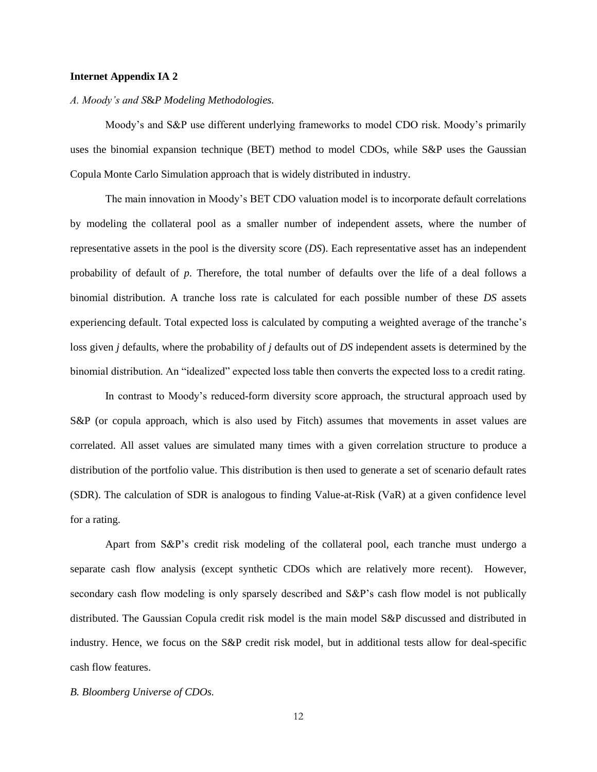**Internet Appendix IA 2**

*A. Moody's and S&P Modeling Methodologies.*

Moody's and S&P use different underlying frameworks to model CDO risk. Moody's primarily uses the binomial expansion technique (BET) method to model CDOs, while S&P uses the Gaussian Copula Monte Carlo Simulation approach that is widely distributed in industry.

The main innovation in Moody's BET CDO valuation model is to incorporate default correlations by modeling the collateral pool as a smaller number of independent assets, where the number of representative assets in the pool is the diversity score (*DS*). Each representative asset has an independent probability of default of $p$. Therefore, the total number of defaults over the life of a deal follows a binomial distribution. A tranche loss rate is calculated for each possible number of these *DS* assets experiencing default. Total expected loss is calculated by computing a weighted average of the tranche's loss given $j$ defaults, where the probability of $j$ defaults out of *DS* independent assets is determined by the binomial distribution. An "idealized" expected loss table then converts the expected loss to a credit rating.

In contrast to Moody's reduced-form diversity score approach, the structural approach used by S&P (or copula approach, which is also used by Fitch) assumes that movements in asset values are correlated. All asset values are simulated many times with a given correlation structure to produce a distribution of the portfolio value. This distribution is then used to generate a set of scenario default rates (SDR). The calculation of SDR is analogous to finding Value-at-Risk (VaR) at a given confidence level for a rating.

Apart from S&P's credit risk modeling of the collateral pool, each tranche must undergo a separate cash flow analysis (except synthetic CDOs which are relatively more recent). However, secondary cash flow modeling is only sparsely described and S&P's cash flow model is not publically distributed. The Gaussian Copula credit risk model is the main model S&P discussed and distributed in industry. Hence, we focus on the S&P credit risk model, but in additional tests allow for deal-specific cash flow features.

*B. Bloomberg Universe of CDOs.*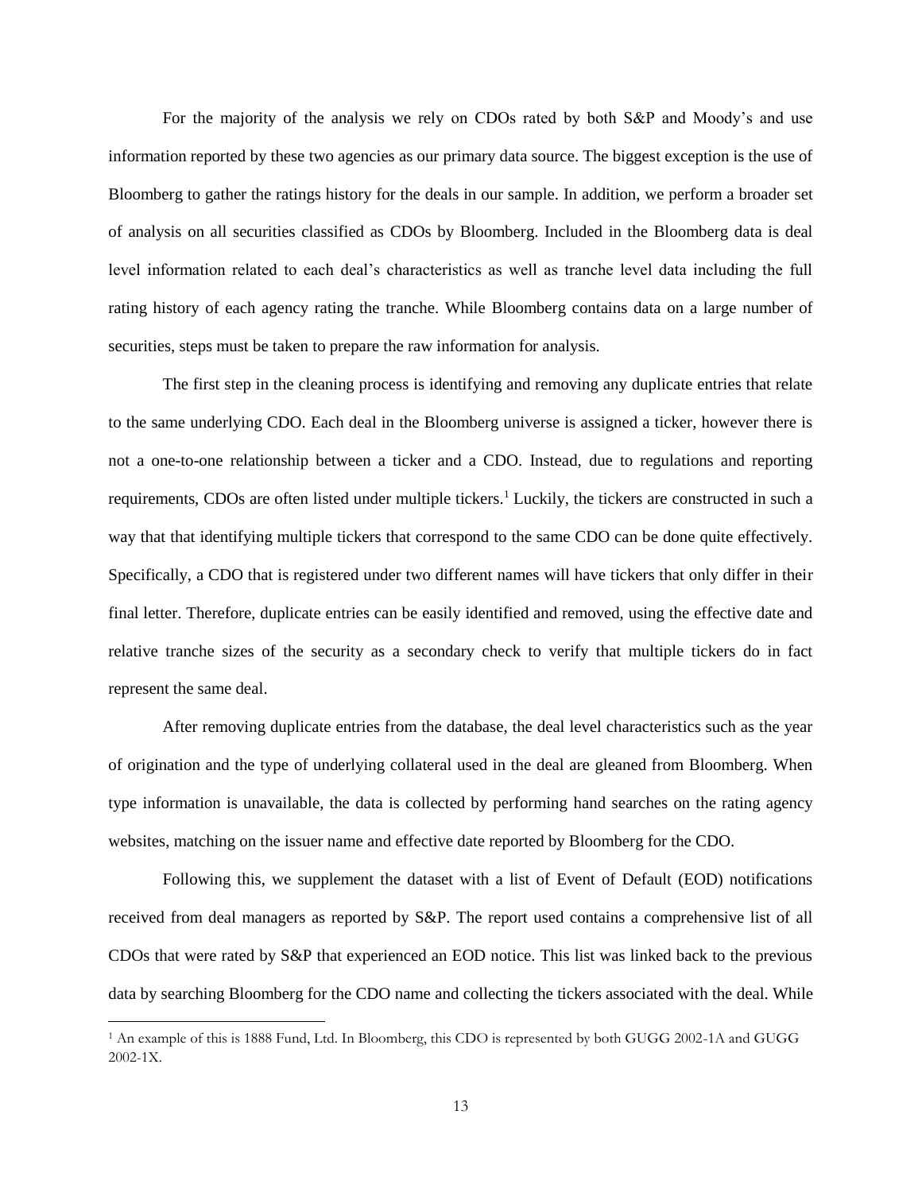For the majority of the analysis we rely on CDOs rated by both S&P and Moody's and use information reported by these two agencies as our primary data source. The biggest exception is the use of Bloomberg to gather the ratings history for the deals in our sample. In addition, we perform a broader set of analysis on all securities classified as CDOs by Bloomberg. Included in the Bloomberg data is deal level information related to each deal's characteristics as well as tranche level data including the full rating history of each agency rating the tranche. While Bloomberg contains data on a large number of securities, steps must be taken to prepare the raw information for analysis.

The first step in the cleaning process is identifying and removing any duplicate entries that relate to the same underlying CDO. Each deal in the Bloomberg universe is assigned a ticker, however there is not a one-to-one relationship between a ticker and a CDO. Instead, due to regulations and reporting requirements, CDOs are often listed under multiple tickers.[1] Luckily, the tickers are constructed in such a way that that identifying multiple tickers that correspond to the same CDO can be done quite effectively. Specifically, a CDO that is registered under two different names will have tickers that only differ in their final letter. Therefore, duplicate entries can be easily identified and removed, using the effective date and relative tranche sizes of the security as a secondary check to verify that multiple tickers do in fact represent the same deal.

After removing duplicate entries from the database, the deal level characteristics such as the year of origination and the type of underlying collateral used in the deal are gleaned from Bloomberg. When type information is unavailable, the data is collected by performing hand searches on the rating agency websites, matching on the issuer name and effective date reported by Bloomberg for the CDO.

Following this, we supplement the dataset with a list of Event of Default (EOD) notifications received from deal managers as reported by S&P. The report used contains a comprehensive list of all CDOs that were rated by S&P that experienced an EOD notice. This list was linked back to the previous data by searching Bloomberg for the CDO name and collecting the tickers associated with the deal. While

[1] An example of this is 1888 Fund, Ltd. In Bloomberg, this CDO is represented by both GUGG 2002-1A and GUGG 2002-1X.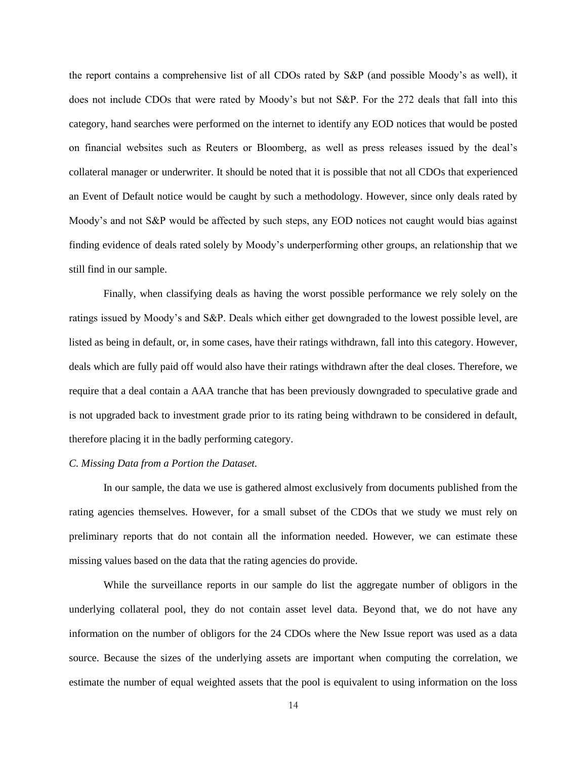the report contains a comprehensive list of all CDOs rated by S&P (and possible Moody's as well), it does not include CDOs that were rated by Moody's but not S&P. For the 272 deals that fall into this category, hand searches were performed on the internet to identify any EOD notices that would be posted on financial websites such as Reuters or Bloomberg, as well as press releases issued by the deal's collateral manager or underwriter. It should be noted that it is possible that not all CDOs that experienced an Event of Default notice would be caught by such a methodology. However, since only deals rated by Moody's and not S&P would be affected by such steps, any EOD notices not caught would bias against finding evidence of deals rated solely by Moody's underperforming other groups, an relationship that we still find in our sample.

Finally, when classifying deals as having the worst possible performance we rely solely on the ratings issued by Moody's and S&P. Deals which either get downgraded to the lowest possible level, are listed as being in default, or, in some cases, have their ratings withdrawn, fall into this category. However, deals which are fully paid off would also have their ratings withdrawn after the deal closes. Therefore, we require that a deal contain a AAA tranche that has been previously downgraded to speculative grade and is not upgraded back to investment grade prior to its rating being withdrawn to be considered in default, therefore placing it in the badly performing category.

*C. Missing Data from a Portion the Dataset.*

In our sample, the data we use is gathered almost exclusively from documents published from the rating agencies themselves. However, for a small subset of the CDOs that we study we must rely on preliminary reports that do not contain all the information needed. However, we can estimate these missing values based on the data that the rating agencies do provide.

While the surveillance reports in our sample do list the aggregate number of obligors in the underlying collateral pool, they do not contain asset level data. Beyond that, we do not have any information on the number of obligors for the 24 CDOs where the New Issue report was used as a data source. Because the sizes of the underlying assets are important when computing the correlation, we estimate the number of equal weighted assets that the pool is equivalent to using information on the loss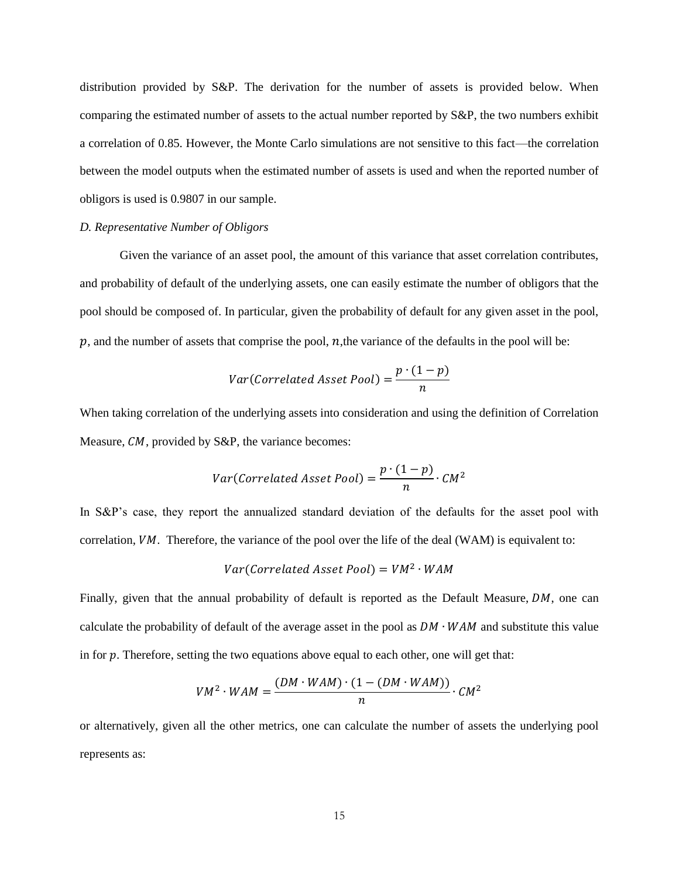distribution provided by S&P. The derivation for the number of assets is provided below. When comparing the estimated number of assets to the actual number reported by S&P, the two numbers exhibit a correlation of 0.85. However, the Monte Carlo simulations are not sensitive to this fact—the correlation between the model outputs when the estimated number of assets is used and when the reported number of obligors is used is 0.9807 in our sample.

*D. Representative Number of Obligors*

Given the variance of an asset pool, the amount of this variance that asset correlation contributes, and probability of default of the underlying assets, one can easily estimate the number of obligors that the pool should be composed of. In particular, given the probability of default for any given asset in the pool, $p$, and the number of assets that comprise the pool, $n$,the variance of the defaults in the pool will be:

$$Var(Correlated\ Asset\ Pool) = \frac{p \cdot (1 - p)}{n}$$

When taking correlation of the underlying assets into consideration and using the definition of Correlation Measure, $CM$, provided by S&P, the variance becomes:

$$Var(Correlated\ Asset\ Pool) = \frac{p \cdot (1 - p)}{n} \cdot CM^2$$

In S&P's case, they report the annualized standard deviation of the defaults for the asset pool with correlation, $VM$. Therefore, the variance of the pool over the life of the deal (WAM) is equivalent to:

$$Var(Correlated\ Asset\ Pool) = VM^2 \cdot WAM$$

Finally, given that the annual probability of default is reported as the Default Measure, $DM$, one can calculate the probability of default of the average asset in the pool as $DM \cdot WAM$ and substitute this value in for $p$. Therefore, setting the two equations above equal to each other, one will get that:

$$VM^2 \cdot WAM = \frac{(DM \cdot WAM) \cdot (1 - (DM \cdot WAM))}{n} \cdot CM^2$$

or alternatively, given all the other metrics, one can calculate the number of assets the underlying pool represents as: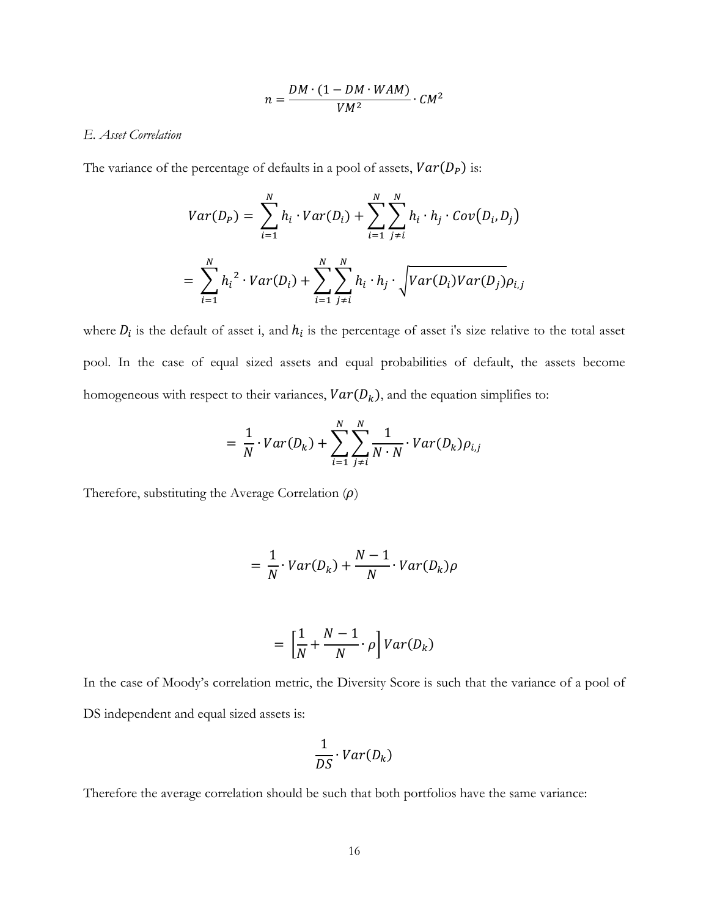$$n = \frac{DM \cdot (1 - DM \cdot WAM)}{VM^2} \cdot CM^2$$

*E. Asset Correlation*

The variance of the percentage of defaults in a pool of assets, $Var(D_P)$ is:

$$Var(D_P) = \sum_{i=1}^{N} h_i \cdot Var(D_i) + \sum_{i=1}^{N} \sum_{j \neq i}^{N} h_i \cdot h_j \cdot Cov(D_i, D_j)$$

$$= \sum_{i=1}^{N} h_i^{\,2} \cdot Var(D_i) + \sum_{i=1}^{N} \sum_{j \neq i}^{N} h_i \cdot h_j \cdot \sqrt{Var(D_i) Var(D_j)} \rho_{i,j}$$

where $D_i$ is the default of asset i, and $h_i$ is the percentage of asset i's size relative to the total asset pool. In the case of equal sized assets and equal probabilities of default, the assets become homogeneous with respect to their variances, $Var(D_k)$, and the equation simplifies to:

$$= \frac{1}{N} \cdot Var(D_k) + \sum_{i=1}^{N} \sum_{j \neq i}^{N} \frac{1}{N \cdot N} \cdot Var(D_k) \rho_{i,j}$$

Therefore, substituting the Average Correlation ($\rho$)

$$= \frac{1}{N} \cdot Var(D_k) + \frac{N-1}{N} \cdot Var(D_k) \rho$$

$$= \left[ \frac{1}{N} + \frac{N-1}{N} \cdot \rho \right] Var(D_k)$$

In the case of Moody's correlation metric, the Diversity Score is such that the variance of a pool of DS independent and equal sized assets is:

$$\frac{1}{DS} \cdot Var(D_k)$$

Therefore the average correlation should be such that both portfolios have the same variance: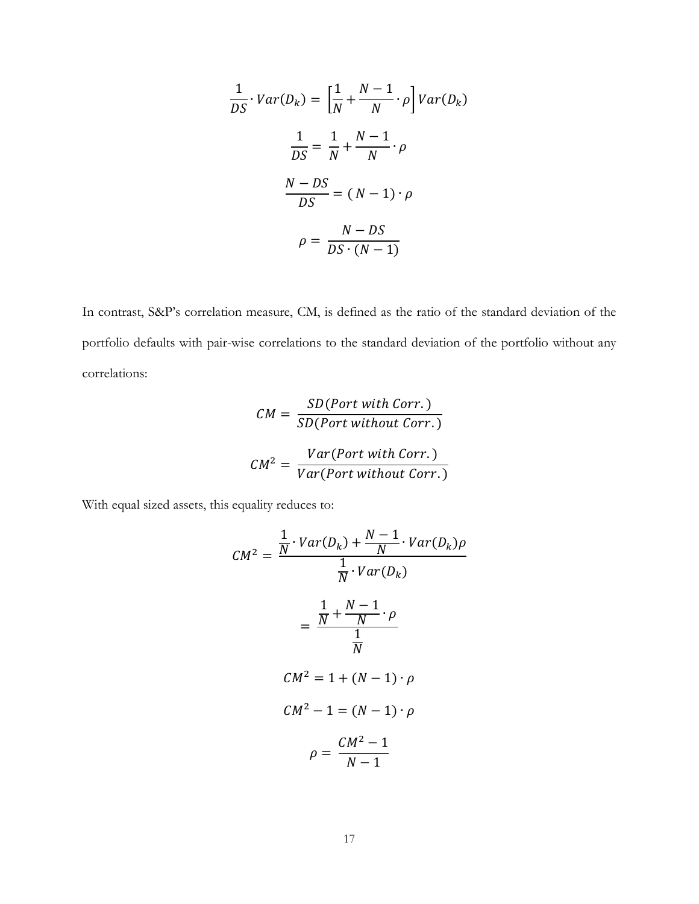$$\frac{1}{DS} \cdot Var(D_k) = \left[\frac{1}{N} + \frac{N-1}{N} \cdot \rho\right] Var(D_k)$$

$$\frac{1}{DS} = \frac{1}{N} + \frac{N-1}{N} \cdot \rho$$

$$\frac{N - DS}{DS} = (N-1) \cdot \rho$$

$$\rho = \frac{N - DS}{DS \cdot (N-1)}$$

In contrast, S&P's correlation measure, CM, is defined as the ratio of the standard deviation of the portfolio defaults with pair-wise correlations to the standard deviation of the portfolio without any correlations:

$$CM = \frac{SD(Port\ with\ Corr.)}{SD(Port\ without\ Corr.)}$$

$$CM^2 = \frac{Var(Port\ with\ Corr.)}{Var(Port\ without\ Corr.)}$$

With equal sized assets, this equality reduces to:

$$CM^2 = \frac{\frac{1}{N} \cdot Var(D_k) + \frac{N-1}{N} \cdot Var(D_k)\rho}{\frac{1}{N} \cdot Var(D_k)}$$

$$= \frac{\frac{1}{N} + \frac{N-1}{N} \cdot \rho}{\frac{1}{N}}$$

$$CM^2 = 1 + (N-1) \cdot \rho$$

$$CM^2 - 1 = (N-1) \cdot \rho$$

$$\rho = \frac{CM^2 - 1}{N-1}$$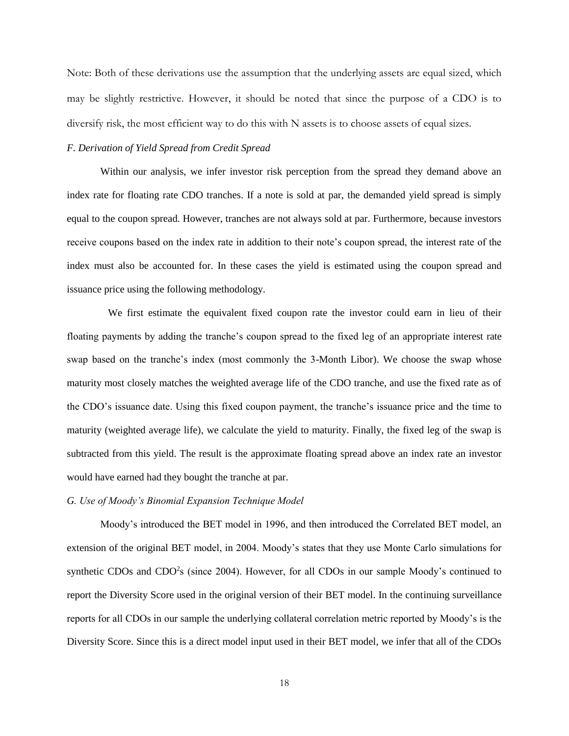Note: Both of these derivations use the assumption that the underlying assets are equal sized, which may be slightly restrictive. However, it should be noted that since the purpose of a CDO is to diversify risk, the most efficient way to do this with N assets is to choose assets of equal sizes.

### *F. Derivation of Yield Spread from Credit Spread*

Within our analysis, we infer investor risk perception from the spread they demand above an index rate for floating rate CDO tranches. If a note is sold at par, the demanded yield spread is simply equal to the coupon spread. However, tranches are not always sold at par. Furthermore, because investors receive coupons based on the index rate in addition to their note's coupon spread, the interest rate of the index must also be accounted for. In these cases the yield is estimated using the coupon spread and issuance price using the following methodology.

We first estimate the equivalent fixed coupon rate the investor could earn in lieu of their floating payments by adding the tranche's coupon spread to the fixed leg of an appropriate interest rate swap based on the tranche's index (most commonly the 3-Month Libor). We choose the swap whose maturity most closely matches the weighted average life of the CDO tranche, and use the fixed rate as of the CDO's issuance date. Using this fixed coupon payment, the tranche's issuance price and the time to maturity (weighted average life), we calculate the yield to maturity. Finally, the fixed leg of the swap is subtracted from this yield. The result is the approximate floating spread above an index rate an investor would have earned had they bought the tranche at par.

### *G. Use of Moody's Binomial Expansion Technique Model*

Moody's introduced the BET model in 1996, and then introduced the Correlated BET model, an extension of the original BET model, in 2004. Moody's states that they use Monte Carlo simulations for synthetic CDOs and $CDO^2$s (since 2004). However, for all CDOs in our sample Moody's continued to report the Diversity Score used in the original version of their BET model. In the continuing surveillance reports for all CDOs in our sample the underlying collateral correlation metric reported by Moody's is the Diversity Score. Since this is a direct model input used in their BET model, we infer that all of the CDOs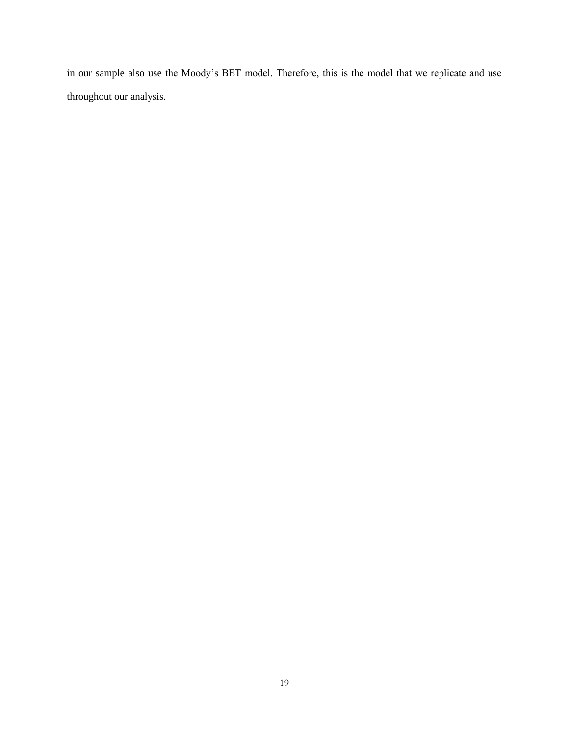in our sample also use the Moody’s BET model. Therefore, this is the model that we replicate and use throughout our analysis.